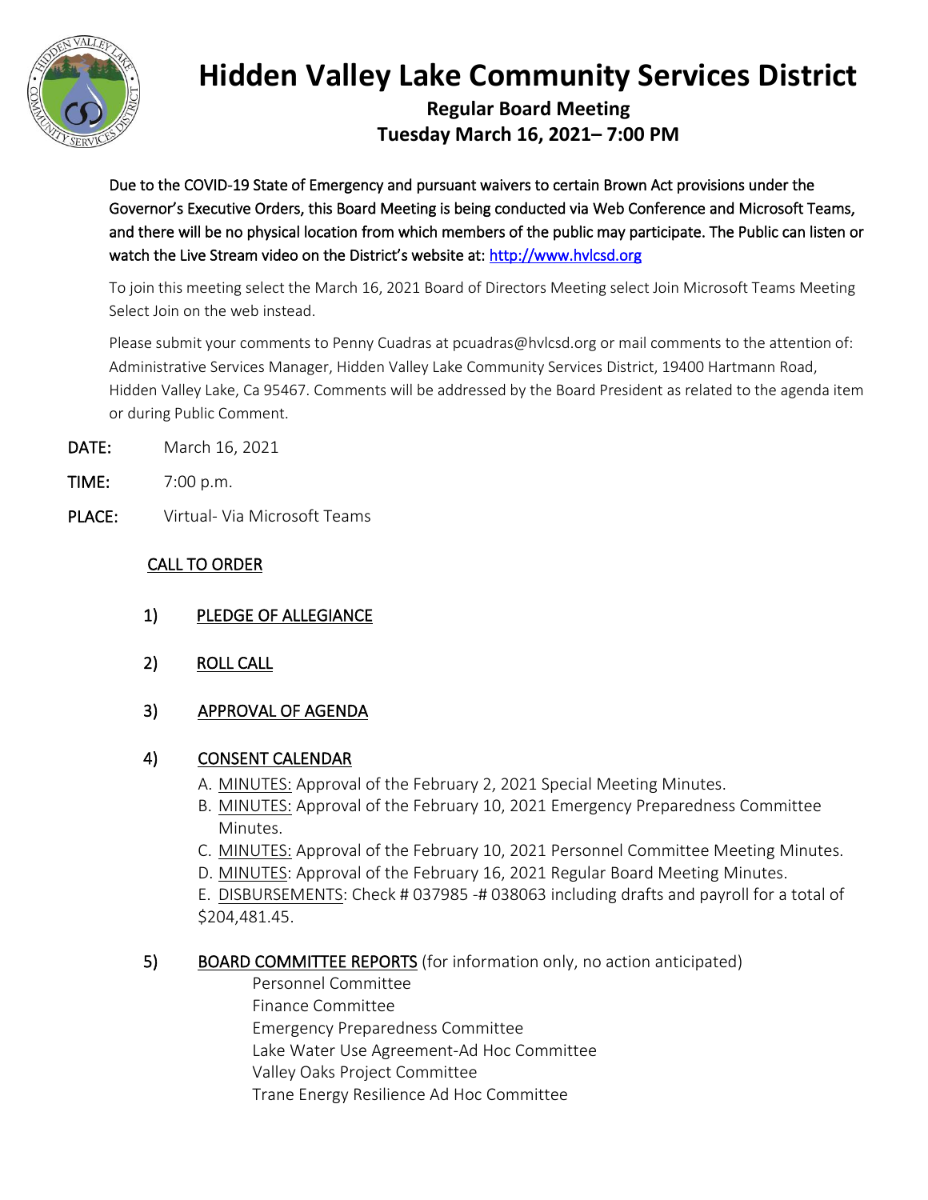# Hidden Valley Lake Community Services District

## Regular Board Meeting
## Tuesday March 16, 2021– 7:00 PM

Due to the COVID-19 State of Emergency and pursuant waivers to certain Brown Act provisions under the Governor's Executive Orders, this Board Meeting is being conducted via Web Conference and Microsoft Teams, and there will be no physical location from which members of the public may participate. The Public can listen or watch the Live Stream video on the District's website at: http://www.hvlcsd.org

To join this meeting select the March 16, 2021 Board of Directors Meeting select Join Microsoft Teams Meeting Select Join on the web instead.

Please submit your comments to Penny Cuadras at pcuadras@hvlcsd.org or mail comments to the attention of: Administrative Services Manager, Hidden Valley Lake Community Services District, 19400 Hartmann Road, Hidden Valley Lake, Ca 95467. Comments will be addressed by the Board President as related to the agenda item or during Public Comment.

**DATE:** March 16, 2021

**TIME:** 7:00 p.m.

**PLACE:** Virtual- Via Microsoft Teams

CALL TO ORDER

1) PLEDGE OF ALLEGIANCE

2) ROLL CALL

3) APPROVAL OF AGENDA

4) CONSENT CALENDAR
   A. MINUTES: Approval of the February 2, 2021 Special Meeting Minutes.
   B. MINUTES: Approval of the February 10, 2021 Emergency Preparedness Committee Minutes.
   C. MINUTES: Approval of the February 10, 2021 Personnel Committee Meeting Minutes.
   D. MINUTES: Approval of the February 16, 2021 Regular Board Meeting Minutes.
   E. DISBURSEMENTS: Check # 037985 -# 038063 including drafts and payroll for a total of $204,481.45.

5) BOARD COMMITTEE REPORTS (for information only, no action anticipated)
   - Personnel Committee
   - Finance Committee
   - Emergency Preparedness Committee
   - Lake Water Use Agreement-Ad Hoc Committee
   - Valley Oaks Project Committee
   - Trane Energy Resilience Ad Hoc Committee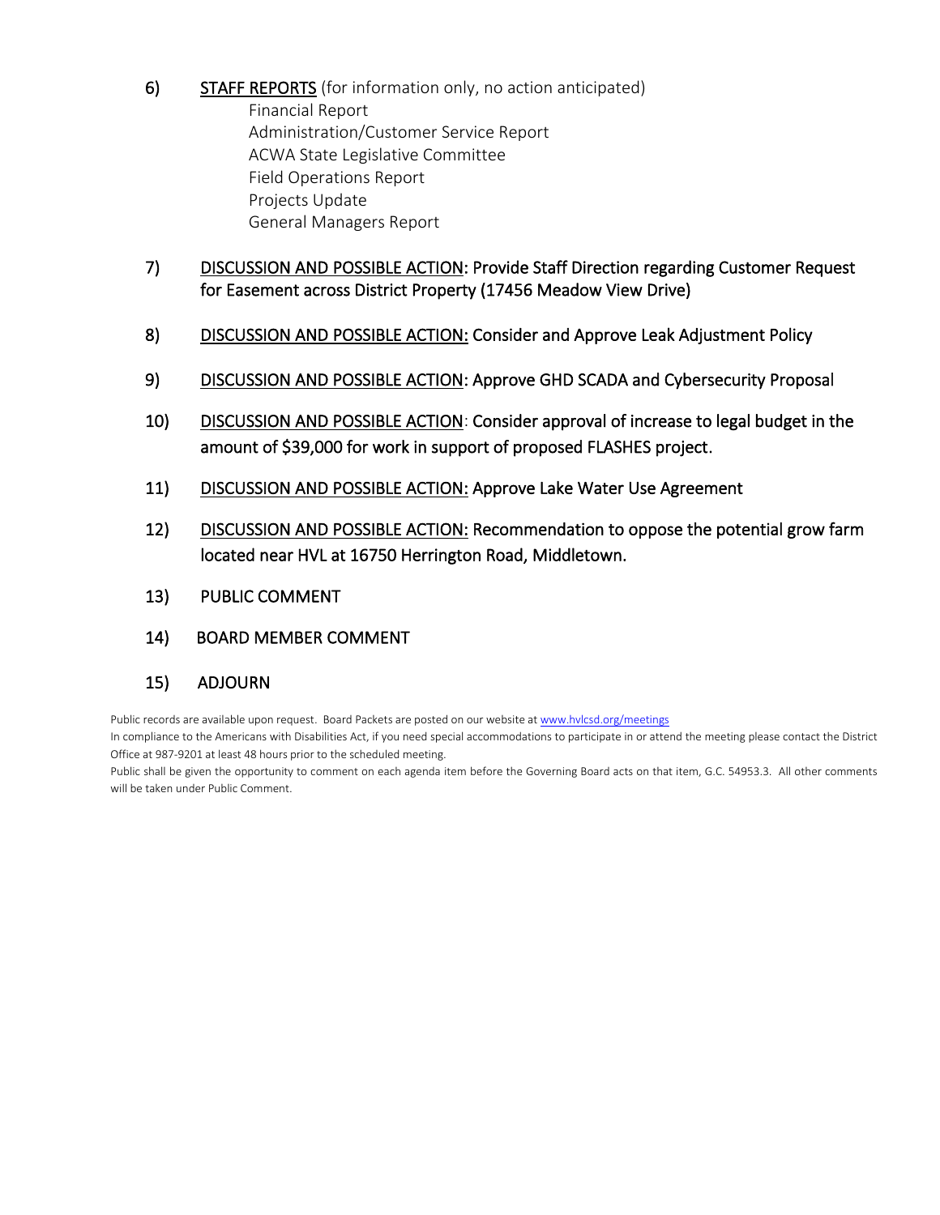6) STAFF REPORTS (for information only, no action anticipated)
   - Financial Report
   - Administration/Customer Service Report
   - ACWA State Legislative Committee
   - Field Operations Report
   - Projects Update
   - General Managers Report

7) DISCUSSION AND POSSIBLE ACTION: Provide Staff Direction regarding Customer Request for Easement across District Property (17456 Meadow View Drive)

8) DISCUSSION AND POSSIBLE ACTION: Consider and Approve Leak Adjustment Policy

9) DISCUSSION AND POSSIBLE ACTION: Approve GHD SCADA and Cybersecurity Proposal

10) DISCUSSION AND POSSIBLE ACTION: Consider approval of increase to legal budget in the amount of $39,000 for work in support of proposed FLASHES project.

11) DISCUSSION AND POSSIBLE ACTION: Approve Lake Water Use Agreement

12) DISCUSSION AND POSSIBLE ACTION: Recommendation to oppose the potential grow farm located near HVL at 16750 Herrington Road, Middletown.

13) PUBLIC COMMENT

14) BOARD MEMBER COMMENT

15) ADJOURN

Public records are available upon request. Board Packets are posted on our website at www.hvlcsd.org/meetings

In compliance to the Americans with Disabilities Act, if you need special accommodations to participate in or attend the meeting please contact the District Office at 987-9201 at least 48 hours prior to the scheduled meeting.

Public shall be given the opportunity to comment on each agenda item before the Governing Board acts on that item, G.C. 54953.3. All other comments will be taken under Public Comment.